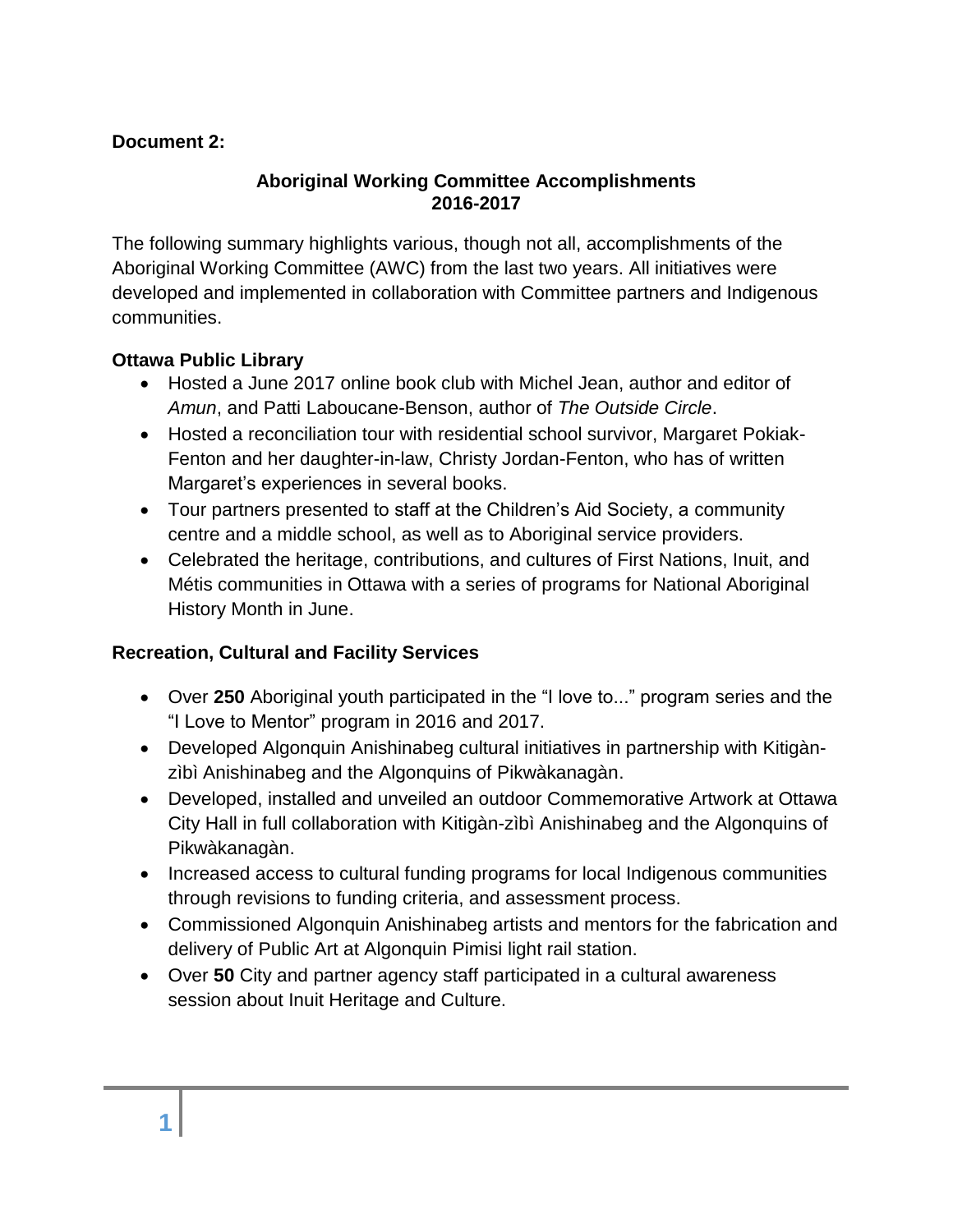**Document 2:**

# Aboriginal Working Committee Accomplishments 2016-2017

The following summary highlights various, though not all, accomplishments of the Aboriginal Working Committee (AWC) from the last two years. All initiatives were developed and implemented in collaboration with Committee partners and Indigenous communities.

### Ottawa Public Library

- Hosted a June 2017 online book club with Michel Jean, author and editor of *Amun*, and Patti Laboucane-Benson, author of *The Outside Circle*.
- Hosted a reconciliation tour with residential school survivor, Margaret Pokiak-Fenton and her daughter-in-law, Christy Jordan-Fenton, who has of written Margaret's experiences in several books.
- Tour partners presented to staff at the Children's Aid Society, a community centre and a middle school, as well as to Aboriginal service providers.
- Celebrated the heritage, contributions, and cultures of First Nations, Inuit, and Métis communities in Ottawa with a series of programs for National Aboriginal History Month in June.

### Recreation, Cultural and Facility Services

- Over **250** Aboriginal youth participated in the "I love to..." program series and the "I Love to Mentor" program in 2016 and 2017.
- Developed Algonquin Anishinabeg cultural initiatives in partnership with Kitigàn-zìbì Anishinabeg and the Algonquins of Pikwàkanagàn.
- Developed, installed and unveiled an outdoor Commemorative Artwork at Ottawa City Hall in full collaboration with Kitigàn-zìbì Anishinabeg and the Algonquins of Pikwàkanagàn.
- Increased access to cultural funding programs for local Indigenous communities through revisions to funding criteria, and assessment process.
- Commissioned Algonquin Anishinabeg artists and mentors for the fabrication and delivery of Public Art at Algonquin Pimisi light rail station.
- Over **50** City and partner agency staff participated in a cultural awareness session about Inuit Heritage and Culture.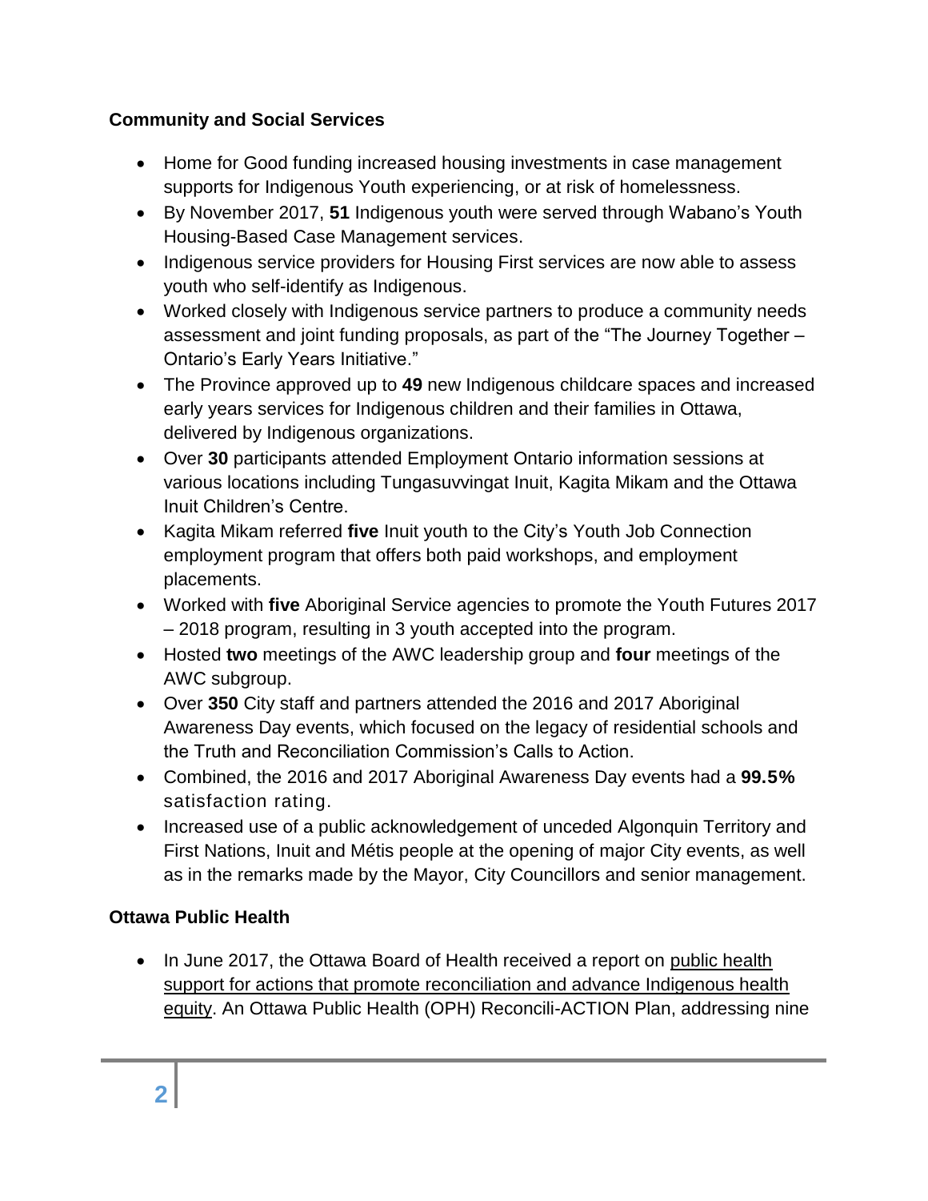**Community and Social Services**

- Home for Good funding increased housing investments in case management supports for Indigenous Youth experiencing, or at risk of homelessness.
- By November 2017, **51** Indigenous youth were served through Wabano's Youth Housing-Based Case Management services.
- Indigenous service providers for Housing First services are now able to assess youth who self-identify as Indigenous.
- Worked closely with Indigenous service partners to produce a community needs assessment and joint funding proposals, as part of the "The Journey Together – Ontario's Early Years Initiative."
- The Province approved up to **49** new Indigenous childcare spaces and increased early years services for Indigenous children and their families in Ottawa, delivered by Indigenous organizations.
- Over **30** participants attended Employment Ontario information sessions at various locations including Tungasuvvingat Inuit, Kagita Mikam and the Ottawa Inuit Children's Centre.
- Kagita Mikam referred **five** Inuit youth to the City's Youth Job Connection employment program that offers both paid workshops, and employment placements.
- Worked with **five** Aboriginal Service agencies to promote the Youth Futures 2017 – 2018 program, resulting in 3 youth accepted into the program.
- Hosted **two** meetings of the AWC leadership group and **four** meetings of the AWC subgroup.
- Over **350** City staff and partners attended the 2016 and 2017 Aboriginal Awareness Day events, which focused on the legacy of residential schools and the Truth and Reconciliation Commission's Calls to Action.
- Combined, the 2016 and 2017 Aboriginal Awareness Day events had a **99.5%** satisfaction rating.
- Increased use of a public acknowledgement of unceded Algonquin Territory and First Nations, Inuit and Métis people at the opening of major City events, as well as in the remarks made by the Mayor, City Councillors and senior management.

**Ottawa Public Health**

- In June 2017, the Ottawa Board of Health received a report on public health support for actions that promote reconciliation and advance Indigenous health equity. An Ottawa Public Health (OPH) Reconcili-ACTION Plan, addressing nine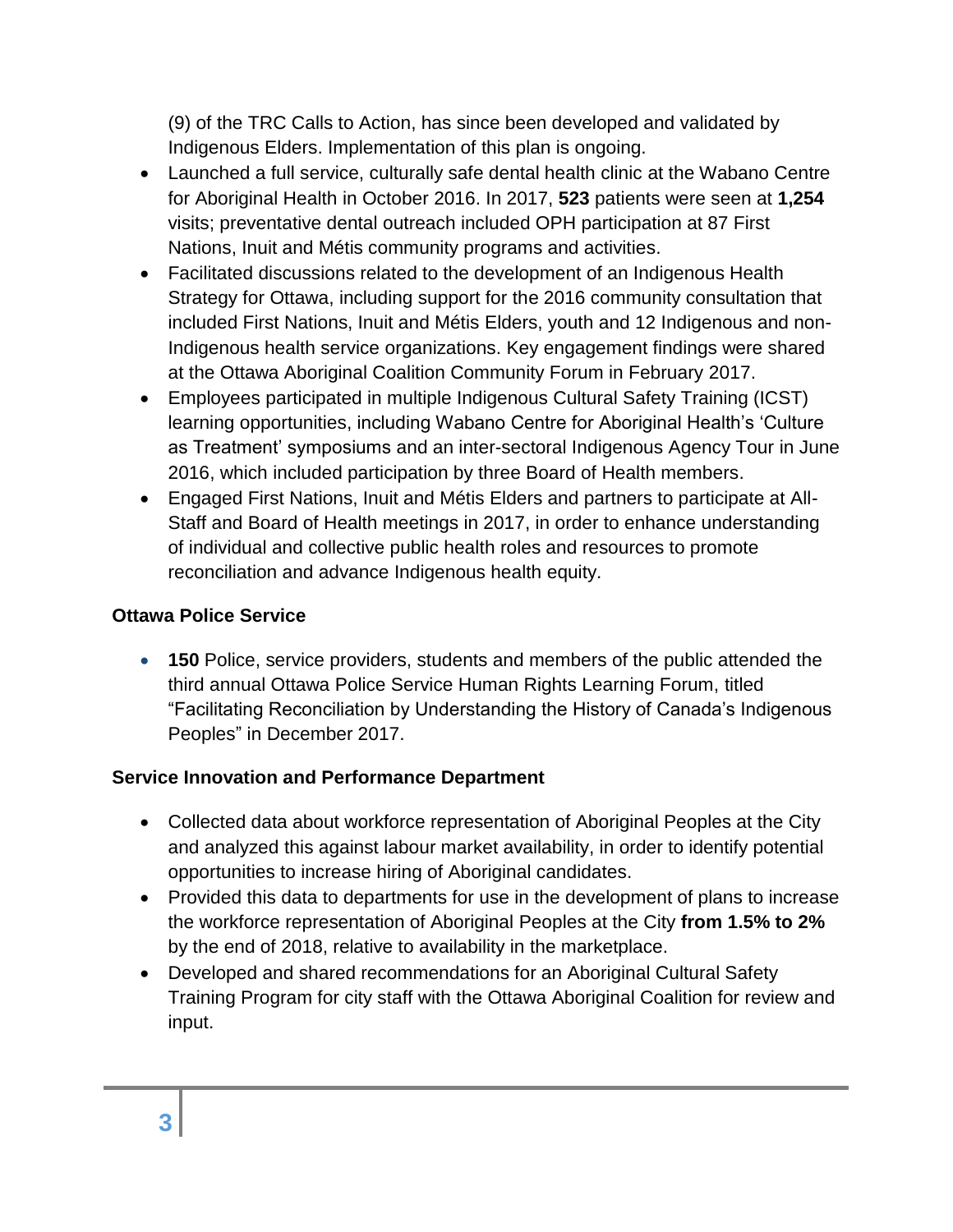(9) of the TRC Calls to Action, has since been developed and validated by Indigenous Elders. Implementation of this plan is ongoing.

- Launched a full service, culturally safe dental health clinic at the Wabano Centre for Aboriginal Health in October 2016. In 2017, **523** patients were seen at **1,254** visits; preventative dental outreach included OPH participation at 87 First Nations, Inuit and Métis community programs and activities.
- Facilitated discussions related to the development of an Indigenous Health Strategy for Ottawa, including support for the 2016 community consultation that included First Nations, Inuit and Métis Elders, youth and 12 Indigenous and non-Indigenous health service organizations. Key engagement findings were shared at the Ottawa Aboriginal Coalition Community Forum in February 2017.
- Employees participated in multiple Indigenous Cultural Safety Training (ICST) learning opportunities, including Wabano Centre for Aboriginal Health's 'Culture as Treatment' symposiums and an inter-sectoral Indigenous Agency Tour in June 2016, which included participation by three Board of Health members.
- Engaged First Nations, Inuit and Métis Elders and partners to participate at All-Staff and Board of Health meetings in 2017, in order to enhance understanding of individual and collective public health roles and resources to promote reconciliation and advance Indigenous health equity.

**Ottawa Police Service**

- **150** Police, service providers, students and members of the public attended the third annual Ottawa Police Service Human Rights Learning Forum, titled "Facilitating Reconciliation by Understanding the History of Canada's Indigenous Peoples" in December 2017.

**Service Innovation and Performance Department**

- Collected data about workforce representation of Aboriginal Peoples at the City and analyzed this against labour market availability, in order to identify potential opportunities to increase hiring of Aboriginal candidates.
- Provided this data to departments for use in the development of plans to increase the workforce representation of Aboriginal Peoples at the City **from 1.5% to 2%** by the end of 2018, relative to availability in the marketplace.
- Developed and shared recommendations for an Aboriginal Cultural Safety Training Program for city staff with the Ottawa Aboriginal Coalition for review and input.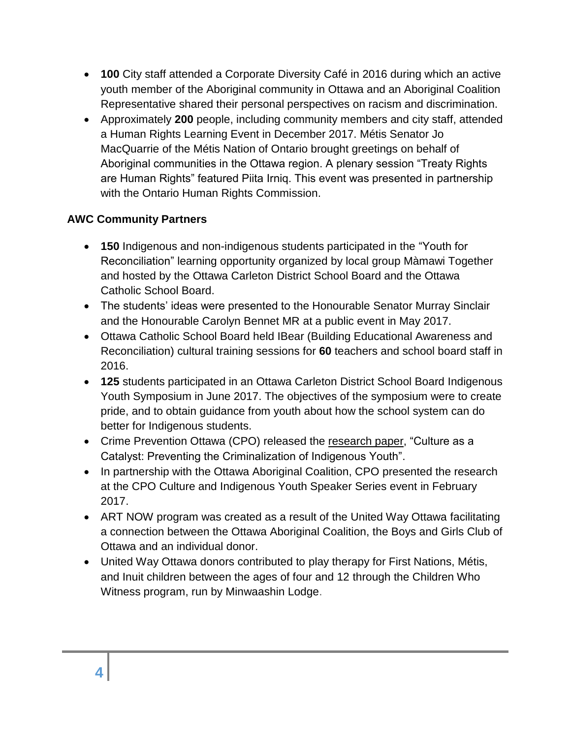- **100** City staff attended a Corporate Diversity Café in 2016 during which an active youth member of the Aboriginal community in Ottawa and an Aboriginal Coalition Representative shared their personal perspectives on racism and discrimination.
- Approximately **200** people, including community members and city staff, attended a Human Rights Learning Event in December 2017. Métis Senator Jo MacQuarrie of the Métis Nation of Ontario brought greetings on behalf of Aboriginal communities in the Ottawa region. A plenary session "Treaty Rights are Human Rights" featured Piita Irniq. This event was presented in partnership with the Ontario Human Rights Commission.

**AWC Community Partners**

- **150** Indigenous and non-indigenous students participated in the "Youth for Reconciliation" learning opportunity organized by local group Màmawi Together and hosted by the Ottawa Carleton District School Board and the Ottawa Catholic School Board.
- The students' ideas were presented to the Honourable Senator Murray Sinclair and the Honourable Carolyn Bennet MR at a public event in May 2017.
- Ottawa Catholic School Board held IBear (Building Educational Awareness and Reconciliation) cultural training sessions for **60** teachers and school board staff in 2016.
- **125** students participated in an Ottawa Carleton District School Board Indigenous Youth Symposium in June 2017. The objectives of the symposium were to create pride, and to obtain guidance from youth about how the school system can do better for Indigenous students.
- Crime Prevention Ottawa (CPO) released the research paper, "Culture as a Catalyst: Preventing the Criminalization of Indigenous Youth".
- In partnership with the Ottawa Aboriginal Coalition, CPO presented the research at the CPO Culture and Indigenous Youth Speaker Series event in February 2017.
- ART NOW program was created as a result of the United Way Ottawa facilitating a connection between the Ottawa Aboriginal Coalition, the Boys and Girls Club of Ottawa and an individual donor.
- United Way Ottawa donors contributed to play therapy for First Nations, Métis, and Inuit children between the ages of four and 12 through the Children Who Witness program, run by Minwaashin Lodge.